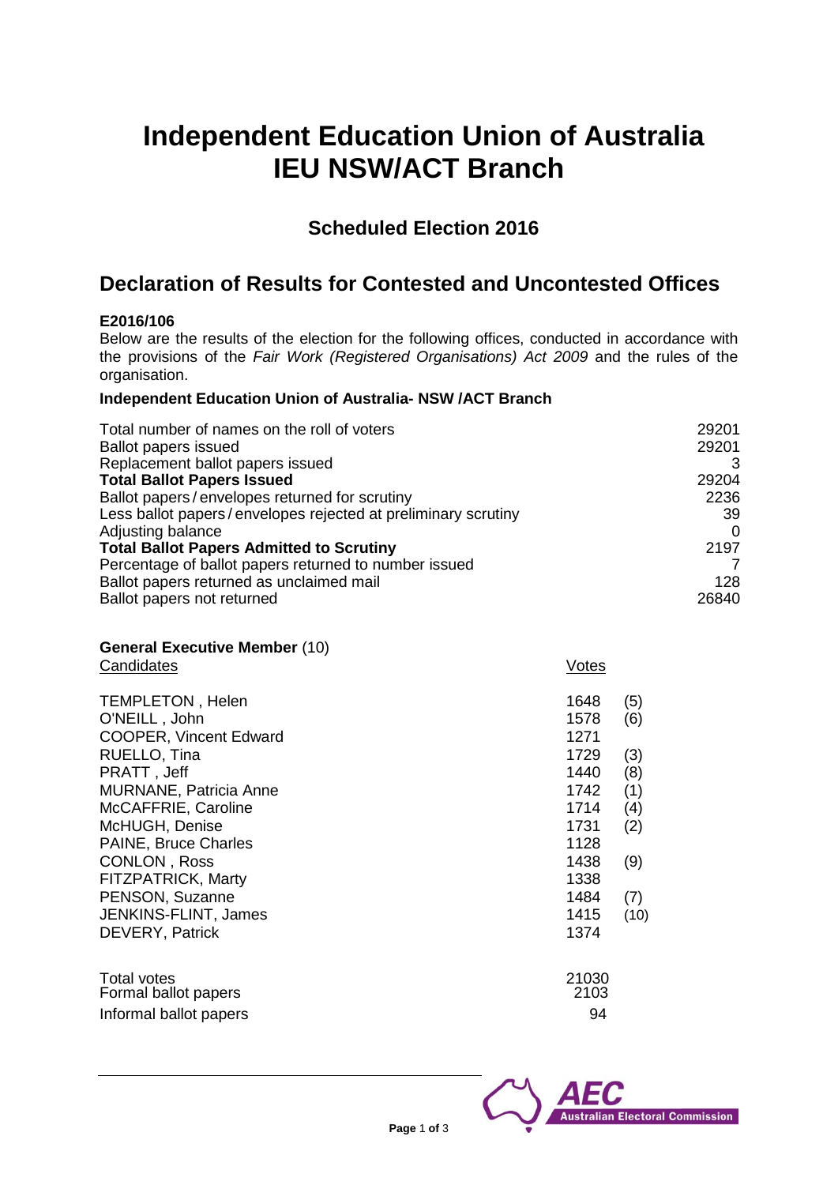# Independent Education Union of Australia IEU NSW/ACT Branch

## Scheduled Election 2016

## Declaration of Results for Contested and Uncontested Offices

**E2016/106**

Below are the results of the election for the following offices, conducted in accordance with the provisions of the *Fair Work (Registered Organisations) Act 2009* and the rules of the organisation.

**Independent Education Union of Australia- NSW /ACT Branch**

| | |
|---|---|
| Total number of names on the roll of voters | 29201 |
| Ballot papers issued | 29201 |
| Replacement ballot papers issued | 3 |
| **Total Ballot Papers Issued** | 29204 |
| Ballot papers / envelopes returned for scrutiny | 2236 |
| Less ballot papers / envelopes rejected at preliminary scrutiny | 39 |
| Adjusting balance | 0 |
| **Total Ballot Papers Admitted to Scrutiny** | 2197 |
| Percentage of ballot papers returned to number issued | 7 |
| Ballot papers returned as unclaimed mail | 128 |
| Ballot papers not returned | 26840 |

**General Executive Member** (10)

| Candidates | Votes | |
|---|---|---|
| TEMPLETON , Helen | 1648 | (5) |
| O'NEILL , John | 1578 | (6) |
| COOPER, Vincent Edward | 1271 | |
| RUELLO, Tina | 1729 | (3) |
| PRATT , Jeff | 1440 | (8) |
| MURNANE, Patricia Anne | 1742 | (1) |
| McCAFFRIE, Caroline | 1714 | (4) |
| McHUGH, Denise | 1731 | (2) |
| PAINE, Bruce Charles | 1128 | |
| CONLON , Ross | 1438 | (9) |
| FITZPATRICK, Marty | 1338 | |
| PENSON, Suzanne | 1484 | (7) |
| JENKINS-FLINT, James | 1415 | (10) |
| DEVERY, Patrick | 1374 | |

| | |
|---|---|
| Total votes | 21030 |
| Formal ballot papers | 2103 |
| Informal ballot papers | 94 |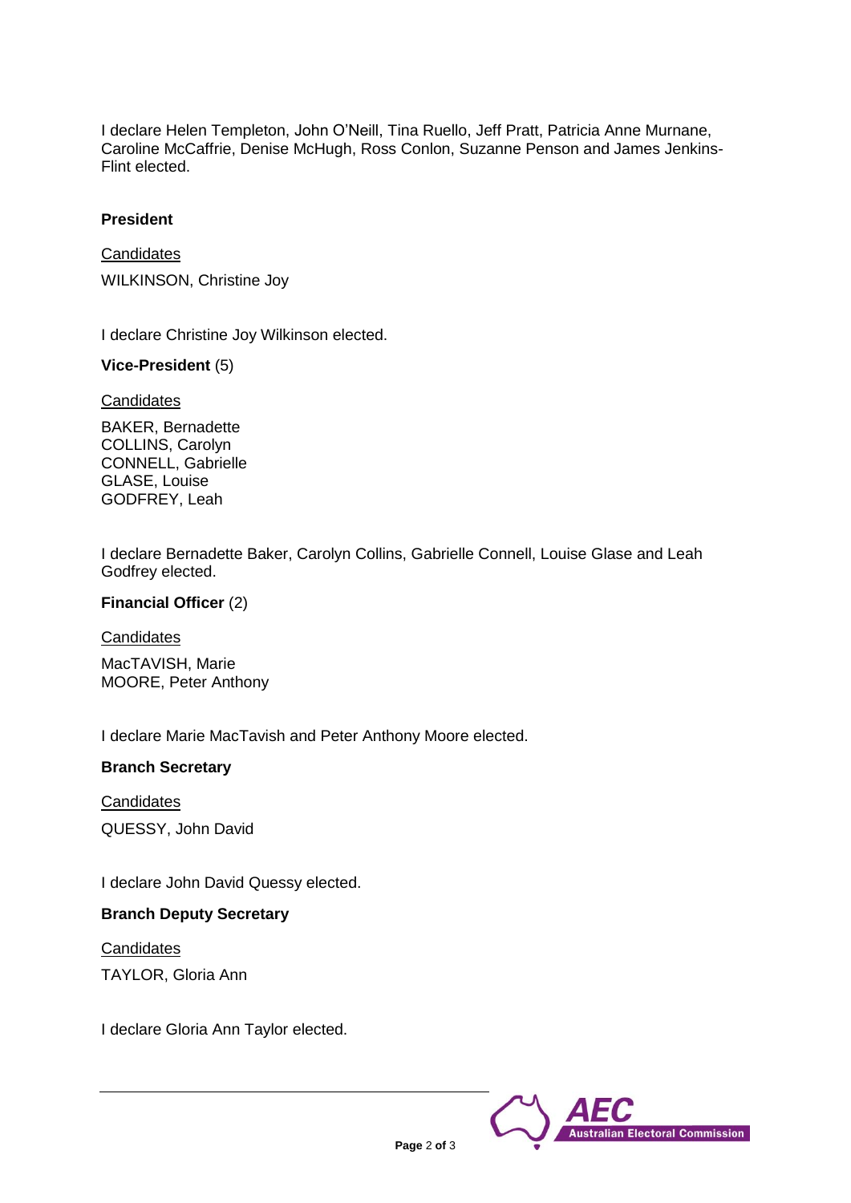I declare Helen Templeton, John O'Neill, Tina Ruello, Jeff Pratt, Patricia Anne Murnane, Caroline McCaffrie, Denise McHugh, Ross Conlon, Suzanne Penson and James Jenkins-Flint elected.

**President**

Candidates

WILKINSON, Christine Joy

I declare Christine Joy Wilkinson elected.

**Vice-President** (5)

Candidates

BAKER, Bernadette
COLLINS, Carolyn
CONNELL, Gabrielle
GLASE, Louise
GODFREY, Leah

I declare Bernadette Baker, Carolyn Collins, Gabrielle Connell, Louise Glase and Leah Godfrey elected.

**Financial Officer** (2)

Candidates

MacTAVISH, Marie
MOORE, Peter Anthony

I declare Marie MacTavish and Peter Anthony Moore elected.

**Branch Secretary**

Candidates

QUESSY, John David

I declare John David Quessy elected.

**Branch Deputy Secretary**

Candidates

TAYLOR, Gloria Ann

I declare Gloria Ann Taylor elected.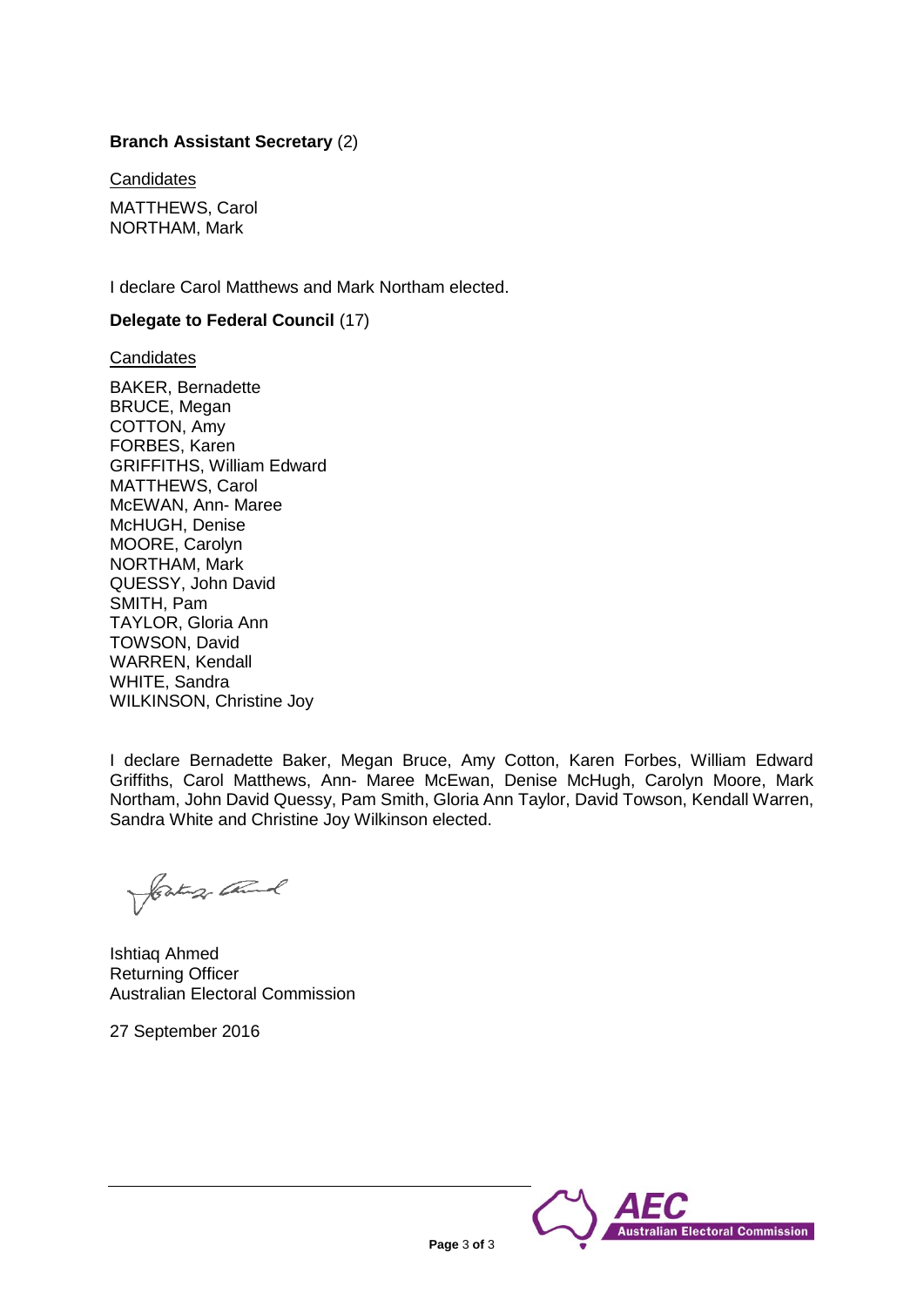**Branch Assistant Secretary** (2)

Candidates

MATTHEWS, Carol
NORTHAM, Mark

I declare Carol Matthews and Mark Northam elected.

**Delegate to Federal Council** (17)

Candidates

BAKER, Bernadette
BRUCE, Megan
COTTON, Amy
FORBES, Karen
GRIFFITHS, William Edward
MATTHEWS, Carol
McEWAN, Ann- Maree
McHUGH, Denise
MOORE, Carolyn
NORTHAM, Mark
QUESSY, John David
SMITH, Pam
TAYLOR, Gloria Ann
TOWSON, David
WARREN, Kendall
WHITE, Sandra
WILKINSON, Christine Joy

I declare Bernadette Baker, Megan Bruce, Amy Cotton, Karen Forbes, William Edward Griffiths, Carol Matthews, Ann- Maree McEwan, Denise McHugh, Carolyn Moore, Mark Northam, John David Quessy, Pam Smith, Gloria Ann Taylor, David Towson, Kendall Warren, Sandra White and Christine Joy Wilkinson elected.

Ishtiaq Ahmed
Returning Officer
Australian Electoral Commission

27 September 2016